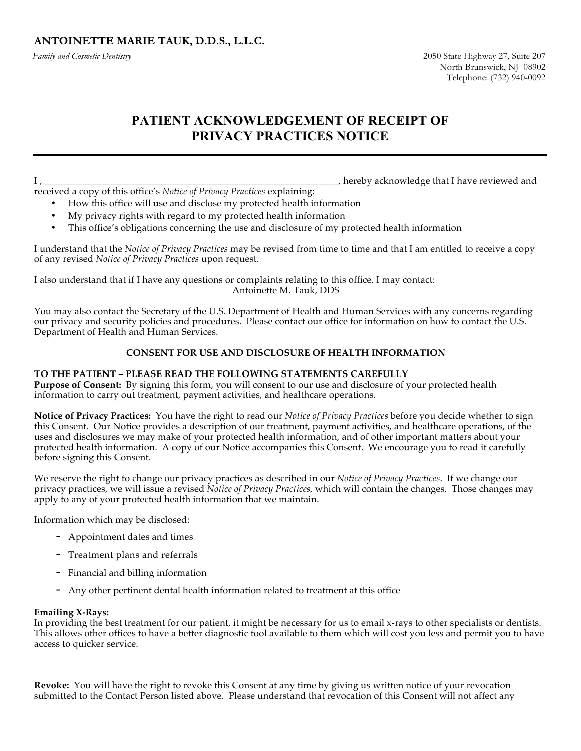**ANTOINETTE MARIE TAUK, D.D.S., L.L.C.**

*Family and Cosmetic Dentistry*

2050 State Highway 27, Suite 207
North Brunswick, NJ 08902
Telephone: (732) 940-0092

# PATIENT ACKNOWLEDGEMENT OF RECEIPT OF PRIVACY PRACTICES NOTICE

I , ______________________________________________________________, hereby acknowledge that I have reviewed and received a copy of this office's *Notice of Privacy Practices* explaining:

- How this office will use and disclose my protected health information
- My privacy rights with regard to my protected health information
- This office's obligations concerning the use and disclosure of my protected health information

I understand that the *Notice of Privacy Practices* may be revised from time to time and that I am entitled to receive a copy of any revised *Notice of Privacy Practices* upon request.

I also understand that if I have any questions or complaints relating to this office, I may contact:
Antoinette M. Tauk, DDS

You may also contact the Secretary of the U.S. Department of Health and Human Services with any concerns regarding our privacy and security policies and procedures. Please contact our office for information on how to contact the U.S. Department of Health and Human Services.

## CONSENT FOR USE AND DISCLOSURE OF HEALTH INFORMATION

**TO THE PATIENT – PLEASE READ THE FOLLOWING STATEMENTS CAREFULLY**

**Purpose of Consent:** By signing this form, you will consent to our use and disclosure of your protected health information to carry out treatment, payment activities, and healthcare operations.

**Notice of Privacy Practices:** You have the right to read our *Notice of Privacy Practices* before you decide whether to sign this Consent. Our Notice provides a description of our treatment, payment activities, and healthcare operations, of the uses and disclosures we may make of your protected health information, and of other important matters about your protected health information. A copy of our Notice accompanies this Consent. We encourage you to read it carefully before signing this Consent.

We reserve the right to change our privacy practices as described in our *Notice of Privacy Practices*. If we change our privacy practices, we will issue a revised *Notice of Privacy Practices*, which will contain the changes. Those changes may apply to any of your protected health information that we maintain.

Information which may be disclosed:

- Appointment dates and times
- Treatment plans and referrals
- Financial and billing information
- Any other pertinent dental health information related to treatment at this office

**Emailing X-Rays:**
In providing the best treatment for our patient, it might be necessary for us to email x-rays to other specialists or dentists. This allows other offices to have a better diagnostic tool available to them which will cost you less and permit you to have access to quicker service.

**Revoke:** You will have the right to revoke this Consent at any time by giving us written notice of your revocation submitted to the Contact Person listed above. Please understand that revocation of this Consent will not affect any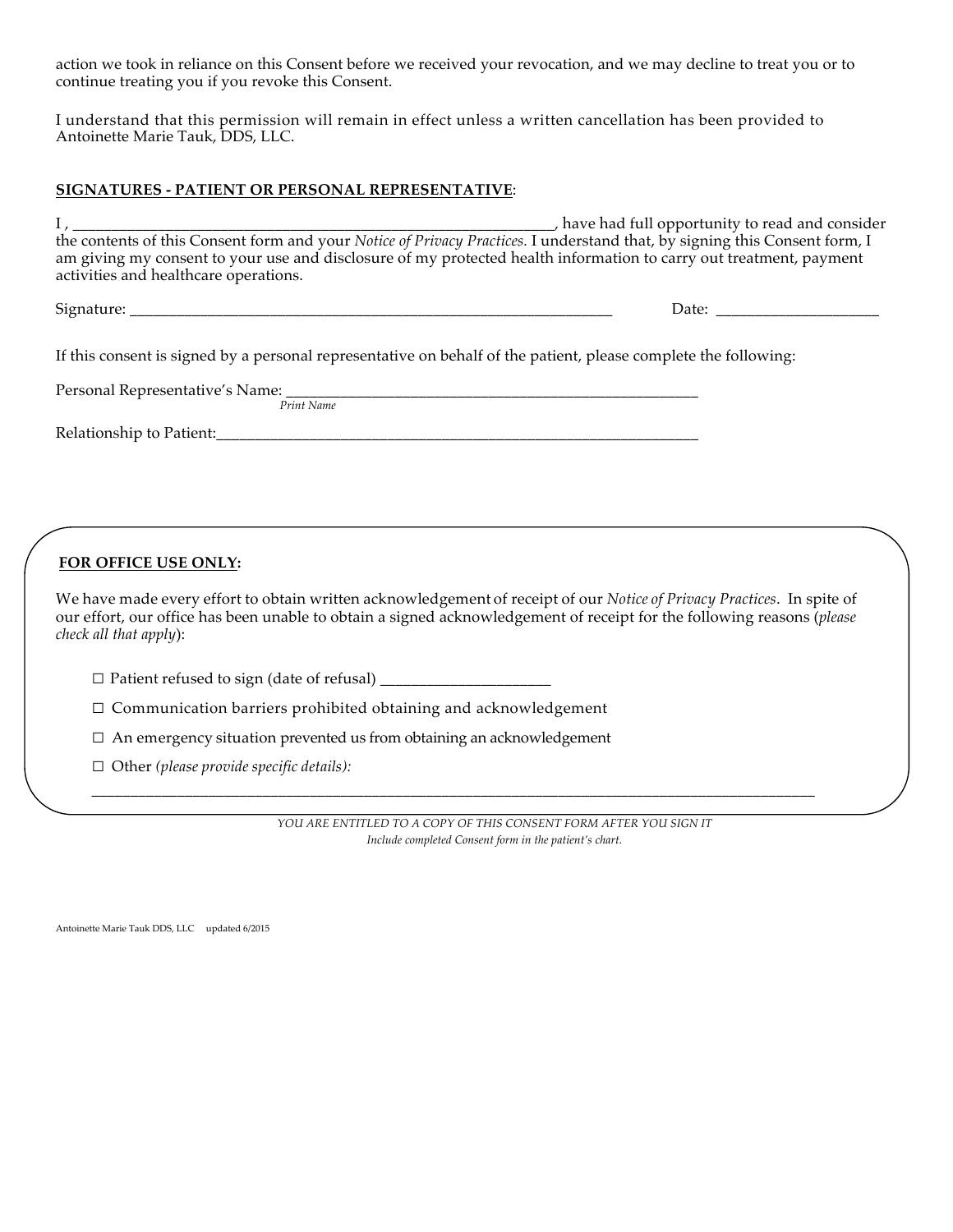action we took in reliance on this Consent before we received your revocation, and we may decline to treat you or to continue treating you if you revoke this Consent.

I understand that this permission will remain in effect unless a written cancellation has been provided to Antoinette Marie Tauk, DDS, LLC.

**SIGNATURES - PATIENT OR PERSONAL REPRESENTATIVE**:

I , ______________________________________________________________, have had full opportunity to read and consider the contents of this Consent form and your *Notice of Privacy Practices.* I understand that, by signing this Consent form, I am giving my consent to your use and disclosure of my protected health information to carry out treatment, payment activities and healthcare operations.

Signature: _______________________________________________________________ Date: ____________________

If this consent is signed by a personal representative on behalf of the patient, please complete the following:

Personal Representative's Name: ____________________________________________________
*Print Name*

Relationship to Patient:____________________________________________________________

**FOR OFFICE USE ONLY:**

We have made every effort to obtain written acknowledgement of receipt of our *Notice of Privacy Practices*. In spite of our effort, our office has been unable to obtain a signed acknowledgement of receipt for the following reasons (*please check all that apply*):

☐ Patient refused to sign (date of refusal) _____________________

☐ Communication barriers prohibited obtaining and acknowledgement

☐ An emergency situation prevented us from obtaining an acknowledgement

☐ Other *(please provide specific details):*

______________________________________________________________________________________________

*YOU ARE ENTITLED TO A COPY OF THIS CONSENT FORM AFTER YOU SIGN IT*
*Include completed Consent form in the patient's chart.*

Antoinette Marie Tauk DDS, LLC updated 6/2015